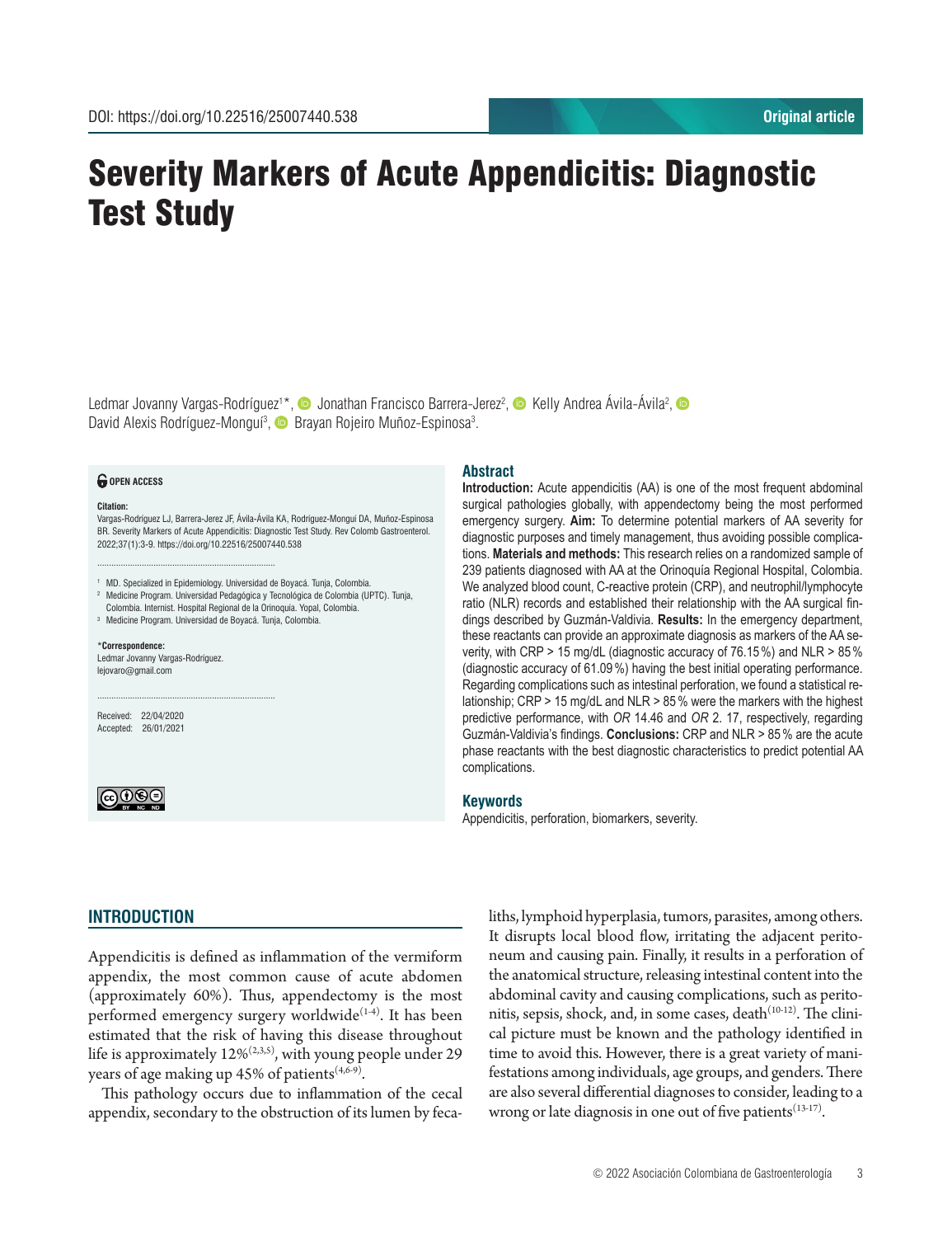DOI: https://doi.org/10.22516/25007440.538

Original article

# Severity Markers of Acute Appendicitis: Diagnostic Test Study

Ledmar Jovanny Vargas-Rodríguez[1*], Jonathan Francisco Barrera-Jerez[2], Kelly Andrea Ávila-Ávila[2], David Alexis Rodríguez-Monguí[3], Brayan Rojeiro Muñoz-Espinosa[3].

**OPEN ACCESS**

**Citation:**
Vargas-Rodríguez LJ, Barrera-Jerez JF, Ávila-Ávila KA, Rodríguez-Monguí DA, Muñoz-Espinosa BR. Severity Markers of Acute Appendicitis: Diagnostic Test Study. Rev Colomb Gastroenterol. 2022;37(1):3-9. https://doi.org/10.22516/25007440.538

[1] MD. Specialized in Epidemiology. Universidad de Boyacá. Tunja, Colombia.
[2] Medicine Program. Universidad Pedagógica y Tecnológica de Colombia (UPTC). Tunja, Colombia. Internist. Hospital Regional de la Orinoquía. Yopal, Colombia.
[3] Medicine Program. Universidad de Boyacá. Tunja, Colombia.

*Correspondence:
Ledmar Jovanny Vargas-Rodríguez.
lejovaro@gmail.com

Received: 22/04/2020
Accepted: 26/01/2021

## Abstract

**Introduction:** Acute appendicitis (AA) is one of the most frequent abdominal surgical pathologies globally, with appendectomy being the most performed emergency surgery. **Aim:** To determine potential markers of AA severity for diagnostic purposes and timely management, thus avoiding possible complications. **Materials and methods:** This research relies on a randomized sample of 239 patients diagnosed with AA at the Orinoquía Regional Hospital, Colombia. We analyzed blood count, C-reactive protein (CRP), and neutrophil/lymphocyte ratio (NLR) records and established their relationship with the AA surgical findings described by Guzmán-Valdivia. **Results:** In the emergency department, these reactants can provide an approximate diagnosis as markers of the AA severity, with CRP > 15 mg/dL (diagnostic accuracy of 76.15 %) and NLR > 85 % (diagnostic accuracy of 61.09 %) having the best initial operating performance. Regarding complications such as intestinal perforation, we found a statistical relationship; CRP > 15 mg/dL and NLR > 85 % were the markers with the highest predictive performance, with *OR* 14.46 and *OR* 2. 17, respectively, regarding Guzmán-Valdivia's findings. **Conclusions:** CRP and NLR > 85 % are the acute phase reactants with the best diagnostic characteristics to predict potential AA complications.

## Keywords

Appendicitis, perforation, biomarkers, severity.

## INTRODUCTION

Appendicitis is defined as inflammation of the vermiform appendix, the most common cause of acute abdomen (approximately 60%). Thus, appendectomy is the most performed emergency surgery worldwide[1-4]. It has been estimated that the risk of having this disease throughout life is approximately 12%[2,3,5], with young people under 29 years of age making up 45% of patients[4,6-9].

This pathology occurs due to inflammation of the cecal appendix, secondary to the obstruction of its lumen by fecaliths, lymphoid hyperplasia, tumors, parasites, among others. It disrupts local blood flow, irritating the adjacent peritoneum and causing pain. Finally, it results in a perforation of the anatomical structure, releasing intestinal content into the abdominal cavity and causing complications, such as peritonitis, sepsis, shock, and, in some cases, death[10-12]. The clinical picture must be known and the pathology identified in time to avoid this. However, there is a great variety of manifestations among individuals, age groups, and genders. There are also several differential diagnoses to consider, leading to a wrong or late diagnosis in one out of five patients[13-17].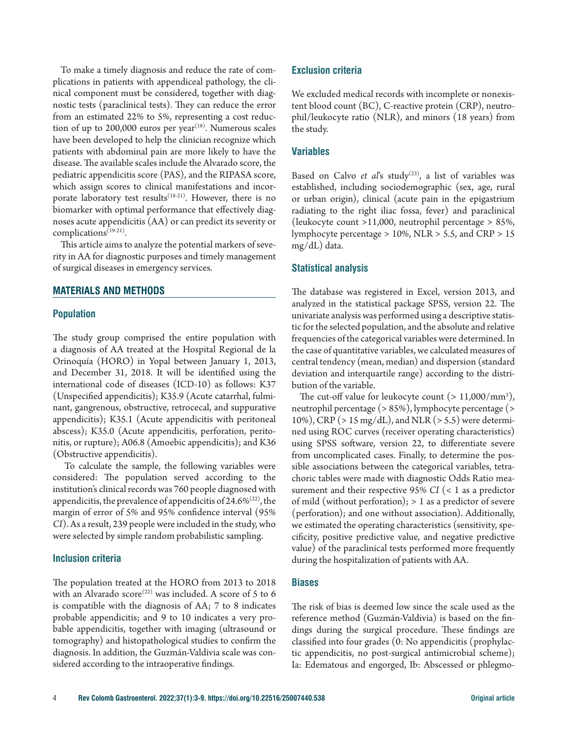To make a timely diagnosis and reduce the rate of complications in patients with appendiceal pathology, the clinical component must be considered, together with diagnostic tests (paraclinical tests). They can reduce the error from an estimated 22% to 5%, representing a cost reduction of up to 200,000 euros per year[18]. Numerous scales have been developed to help the clinician recognize which patients with abdominal pain are more likely to have the disease. The available scales include the Alvarado score, the pediatric appendicitis score (PAS), and the RIPASA score, which assign scores to clinical manifestations and incorporate laboratory test results[18-21]. However, there is no biomarker with optimal performance that effectively diagnoses acute appendicitis (AA) or can predict its severity or complications[19-21].

This article aims to analyze the potential markers of severity in AA for diagnostic purposes and timely management of surgical diseases in emergency services.

## MATERIALS AND METHODS

### Population

The study group comprised the entire population with a diagnosis of AA treated at the Hospital Regional de la Orinoquía (HORO) in Yopal between January 1, 2013, and December 31, 2018. It will be identified using the international code of diseases (ICD-10) as follows: K37 (Unspecified appendicitis); K35.9 (Acute catarrhal, fulminant, gangrenous, obstructive, retrocecal, and suppurative appendicitis); K35.1 (Acute appendicitis with peritoneal abscess); K35.0 (Acute appendicitis, perforation, peritonitis, or rupture); A06.8 (Amoebic appendicitis); and K36 (Obstructive appendicitis).

To calculate the sample, the following variables were considered: The population served according to the institution's clinical records was 760 people diagnosed with appendicitis, the prevalence of appendicitis of 24.6%[22], the margin of error of 5% and 95% confidence interval (95% *CI*). As a result, 239 people were included in the study, who were selected by simple random probabilistic sampling.

### Inclusion criteria

The population treated at the HORO from 2013 to 2018 with an Alvarado score[22] was included. A score of 5 to 6 is compatible with the diagnosis of AA; 7 to 8 indicates probable appendicitis; and 9 to 10 indicates a very probable appendicitis, together with imaging (ultrasound or tomography) and histopathological studies to confirm the diagnosis. In addition, the Guzmán-Valdivia scale was considered according to the intraoperative findings.

### Exclusion criteria

We excluded medical records with incomplete or nonexistent blood count (BC), C-reactive protein (CRP), neutrophil/leukocyte ratio (NLR), and minors (18 years) from the study.

### Variables

Based on Calvo *et al*'s study[23], a list of variables was established, including sociodemographic (sex, age, rural or urban origin), clinical (acute pain in the epigastrium radiating to the right iliac fossa, fever) and paraclinical (leukocyte count >11,000, neutrophil percentage > 85%, lymphocyte percentage > 10%, NLR > 5.5, and CRP > 15 mg/dL) data.

### Statistical analysis

The database was registered in Excel, version 2013, and analyzed in the statistical package SPSS, version 22. The univariate analysis was performed using a descriptive statistic for the selected population, and the absolute and relative frequencies of the categorical variables were determined. In the case of quantitative variables, we calculated measures of central tendency (mean, median) and dispersion (standard deviation and interquartile range) according to the distribution of the variable.

The cut-off value for leukocyte count (> 11,000/mm$^3$), neutrophil percentage (> 85%), lymphocyte percentage (> 10%), CRP (> 15 mg/dL), and NLR (> 5.5) were determined using ROC curves (receiver operating characteristics) using SPSS software, version 22, to differentiate severe from uncomplicated cases. Finally, to determine the possible associations between the categorical variables, tetrachoric tables were made with diagnostic Odds Ratio measurement and their respective 95% *CI* (< 1 as a predictor of mild (without perforation); > 1 as a predictor of severe (perforation); and one without association). Additionally, we estimated the operating characteristics (sensitivity, specificity, positive predictive value, and negative predictive value) of the paraclinical tests performed more frequently during the hospitalization of patients with AA.

### Biases

The risk of bias is deemed low since the scale used as the reference method (Guzmán-Valdivia) is based on the findings during the surgical procedure. These findings are classified into four grades (0: No appendicitis (prophylactic appendicitis, no post-surgical antimicrobial scheme); Ia: Edematous and engorged, Ib: Abscessed or phlegmo-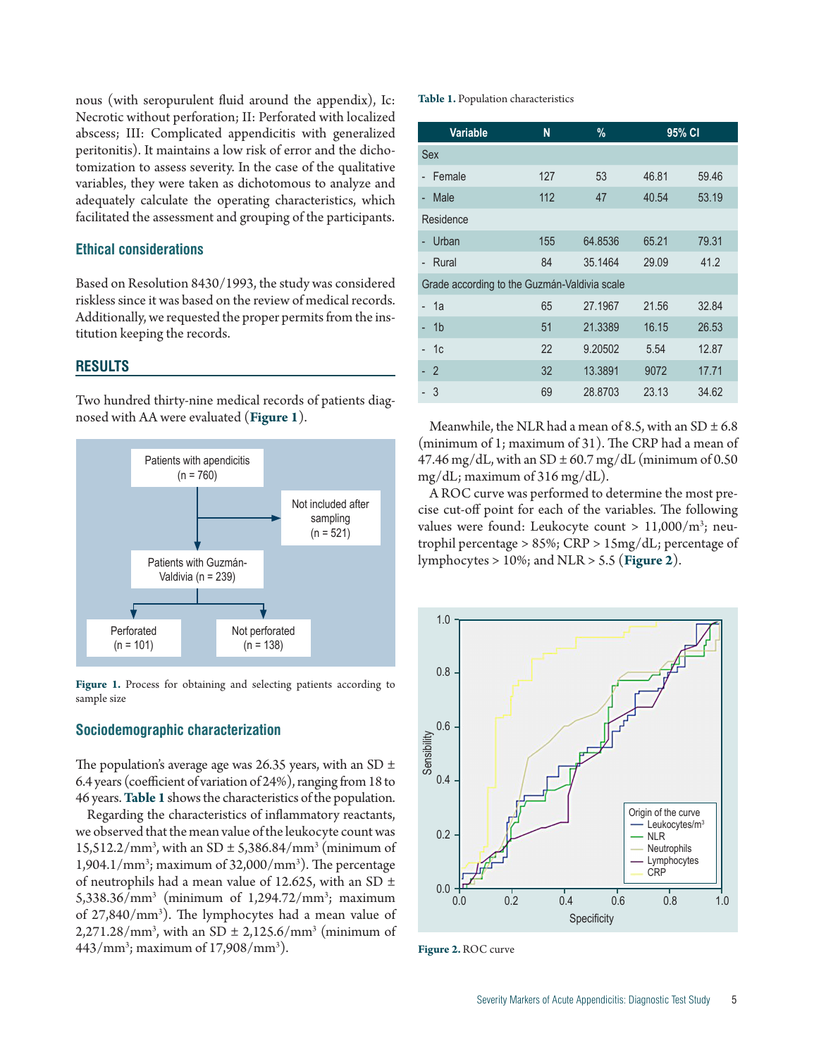nous (with seropurulent fluid around the appendix), Ic: Necrotic without perforation; II: Perforated with localized abscess; III: Complicated appendicitis with generalized peritonitis). It maintains a low risk of error and the dichotomization to assess severity. In the case of the qualitative variables, they were taken as dichotomous to analyze and adequately calculate the operating characteristics, which facilitated the assessment and grouping of the participants.

### Ethical considerations

Based on Resolution 8430/1993, the study was considered riskless since it was based on the review of medical records. Additionally, we requested the proper permits from the institution keeping the records.

## RESULTS

Two hundred thirty-nine medical records of patients diagnosed with AA were evaluated (**Figure 1**).

Patients with apendicitis (n = 760) → Not included after sampling (n = 521) → Patients with Guzmán-Valdivia (n = 239) → Perforated (n = 101); Not perforated (n = 138)

**Figure 1.** Process for obtaining and selecting patients according to sample size

### Sociodemographic characterization

The population's average age was 26.35 years, with an SD ± 6.4 years (coefficient of variation of 24%), ranging from 18 to 46 years. **Table 1** shows the characteristics of the population.

Regarding the characteristics of inflammatory reactants, we observed that the mean value of the leukocyte count was 15,512.2/mm$^3$, with an SD ± 5,386.84/mm$^3$ (minimum of 1,904.1/mm$^3$; maximum of 32,000/mm$^3$). The percentage of neutrophils had a mean value of 12.625, with an SD ± 5,338.36/mm$^3$ (minimum of 1,294.72/mm$^3$; maximum of 27,840/mm$^3$). The lymphocytes had a mean value of 2,271.28/mm$^3$, with an SD ± 2,125.6/mm$^3$ (minimum of 443/mm$^3$; maximum of 17,908/mm$^3$).

**Table 1.** Population characteristics

| Variable | N | % | 95% CI | |
|---|---|---|---|---|
| Sex | | | | |
| - Female | 127 | 53 | 46.81 | 59.46 |
| - Male | 112 | 47 | 40.54 | 53.19 |
| Residence | | | | |
| - Urban | 155 | 64.8536 | 65.21 | 79.31 |
| - Rural | 84 | 35.1464 | 29.09 | 41.2 |
| Grade according to the Guzmán-Valdivia scale | | | | |
| - 1a | 65 | 27.1967 | 21.56 | 32.84 |
| - 1b | 51 | 21.3389 | 16.15 | 26.53 |
| - 1c | 22 | 9.20502 | 5.54 | 12.87 |
| - 2 | 32 | 13.3891 | 9072 | 17.71 |
| - 3 | 69 | 28.8703 | 23.13 | 34.62 |

Meanwhile, the NLR had a mean of 8.5, with an SD ± 6.8 (minimum of 1; maximum of 31). The CRP had a mean of 47.46 mg/dL, with an SD ± 60.7 mg/dL (minimum of 0.50 mg/dL; maximum of 316 mg/dL).

A ROC curve was performed to determine the most precise cut-off point for each of the variables. The following values were found: Leukocyte count > 11,000/m$^3$; neutrophil percentage > 85%; CRP > 15mg/dL; percentage of lymphocytes > 10%; and NLR > 5.5 (**Figure 2**).

**Figure 2.** ROC curve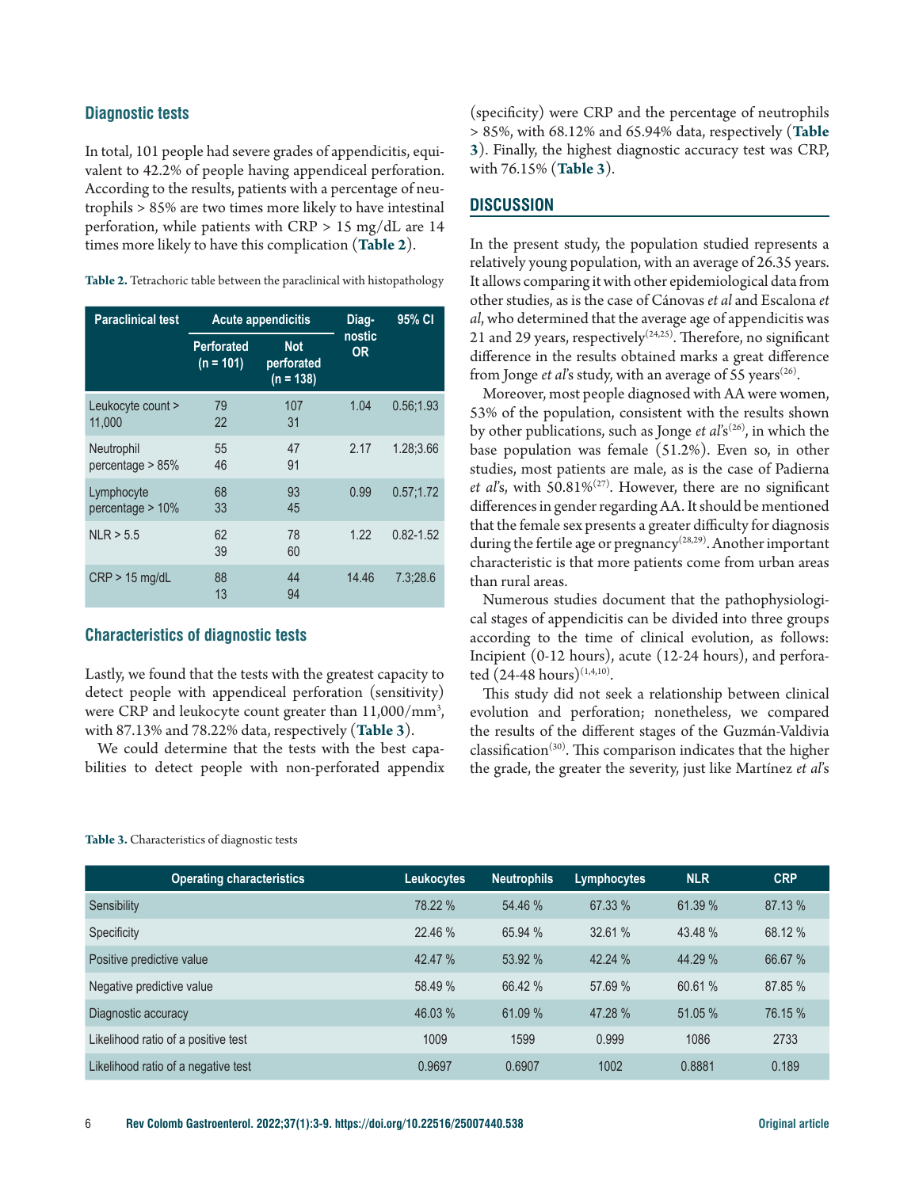### Diagnostic tests

In total, 101 people had severe grades of appendicitis, equivalent to 42.2% of people having appendiceal perforation. According to the results, patients with a percentage of neutrophils > 85% are two times more likely to have intestinal perforation, while patients with CRP > 15 mg/dL are 14 times more likely to have this complication (**Table 2**).

**Table 2.** Tetrachoric table between the paraclinical with histopathology

| Paraclinical test | Acute appendicitis | | Diagnostic OR | 95% CI |
|---|---|---|---|---|
| | Perforated (n = 101) | Not perforated (n = 138) | | |
| Leukocyte count > 11,000 | 79<br>22 | 107<br>31 | 1.04 | 0.56;1.93 |
| Neutrophil percentage > 85% | 55<br>46 | 47<br>91 | 2.17 | 1.28;3.66 |
| Lymphocyte percentage > 10% | 68<br>33 | 93<br>45 | 0.99 | 0.57;1.72 |
| NLR > 5.5 | 62<br>39 | 78<br>60 | 1.22 | 0.82-1.52 |
| CRP > 15 mg/dL | 88<br>13 | 44<br>94 | 14.46 | 7.3;28.6 |

### Characteristics of diagnostic tests

Lastly, we found that the tests with the greatest capacity to detect people with appendiceal perforation (sensitivity) were CRP and leukocyte count greater than 11,000/mm$^3$, with 87.13% and 78.22% data, respectively (**Table 3**).

We could determine that the tests with the best capabilities to detect people with non-perforated appendix (specificity) were CRP and the percentage of neutrophils > 85%, with 68.12% and 65.94% data, respectively (**Table 3**). Finally, the highest diagnostic accuracy test was CRP, with 76.15% (**Table 3**).

## DISCUSSION

In the present study, the population studied represents a relatively young population, with an average of 26.35 years. It allows comparing it with other epidemiological data from other studies, as is the case of Cánovas *et al* and Escalona *et al*, who determined that the average age of appendicitis was 21 and 29 years, respectively[24,25]. Therefore, no significant difference in the results obtained marks a great difference from Jonge *et al*'s study, with an average of 55 years[26].

Moreover, most people diagnosed with AA were women, 53% of the population, consistent with the results shown by other publications, such as Jonge *et al*'s[26], in which the base population was female (51.2%). Even so, in other studies, most patients are male, as is the case of Padierna *et al*'s, with 50.81%[27]. However, there are no significant differences in gender regarding AA. It should be mentioned that the female sex presents a greater difficulty for diagnosis during the fertile age or pregnancy[28,29]. Another important characteristic is that more patients come from urban areas than rural areas.

Numerous studies document that the pathophysiological stages of appendicitis can be divided into three groups according to the time of clinical evolution, as follows: Incipient (0-12 hours), acute (12-24 hours), and perforated (24-48 hours)[1,4,10].

This study did not seek a relationship between clinical evolution and perforation; nonetheless, we compared the results of the different stages of the Guzmán-Valdivia classification[30]. This comparison indicates that the higher the grade, the greater the severity, just like Martínez *et al*'s

**Table 3.** Characteristics of diagnostic tests

| Operating characteristics | Leukocytes | Neutrophils | Lymphocytes | NLR | CRP |
|---|---|---|---|---|---|
| Sensibility | 78.22 % | 54.46 % | 67.33 % | 61.39 % | 87.13 % |
| Specificity | 22.46 % | 65.94 % | 32.61 % | 43.48 % | 68.12 % |
| Positive predictive value | 42.47 % | 53.92 % | 42.24 % | 44.29 % | 66.67 % |
| Negative predictive value | 58.49 % | 66.42 % | 57.69 % | 60.61 % | 87.85 % |
| Diagnostic accuracy | 46.03 % | 61.09 % | 47.28 % | 51.05 % | 76.15 % |
| Likelihood ratio of a positive test | 1009 | 1599 | 0.999 | 1086 | 2733 |
| Likelihood ratio of a negative test | 0.9697 | 0.6907 | 1002 | 0.8881 | 0.189 |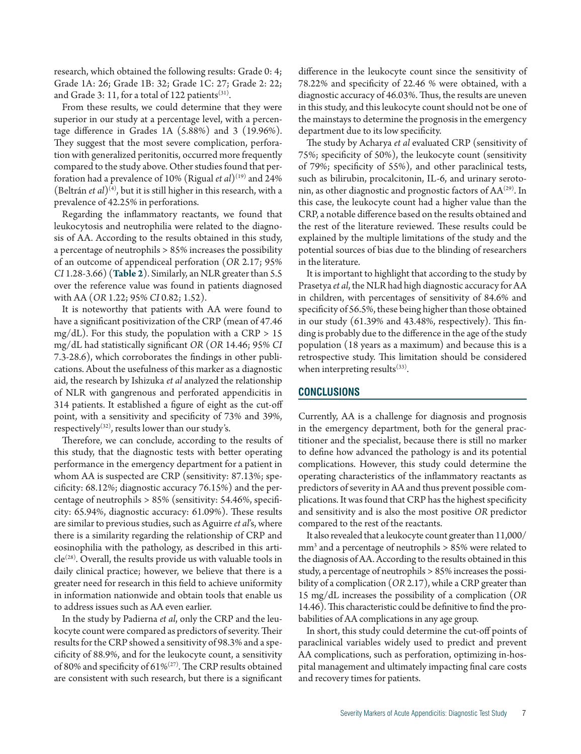research, which obtained the following results: Grade 0: 4; Grade 1A: 26; Grade 1B: 32; Grade 1C: 27; Grade 2: 22; and Grade 3: 11, for a total of 122 patients[31].

From these results, we could determine that they were superior in our study at a percentage level, with a percentage difference in Grades 1A (5.88%) and 3 (19.96%). They suggest that the most severe complication, perforation with generalized peritonitis, occurred more frequently compared to the study above. Other studies found that perforation had a prevalence of 10% (Rigual *et al*)[19] and 24% (Beltrán *et al*)[4], but it is still higher in this research, with a prevalence of 42.25% in perforations.

Regarding the inflammatory reactants, we found that leukocytosis and neutrophilia were related to the diagnosis of AA. According to the results obtained in this study, a percentage of neutrophils > 85% increases the possibility of an outcome of appendiceal perforation (*OR* 2.17; 95% *CI* 1.28-3.66) (**Table 2**). Similarly, an NLR greater than 5.5 over the reference value was found in patients diagnosed with AA (*OR* 1.22; 95% *CI* 0.82; 1.52).

It is noteworthy that patients with AA were found to have a significant positivization of the CRP (mean of 47.46 mg/dL). For this study, the population with a CRP > 15 mg/dL had statistically significant *OR* (*OR* 14.46; 95% *CI* 7.3-28.6), which corroborates the findings in other publications. About the usefulness of this marker as a diagnostic aid, the research by Ishizuka *et al* analyzed the relationship of NLR with gangrenous and perforated appendicitis in 314 patients. It established a figure of eight as the cut-off point, with a sensitivity and specificity of 73% and 39%, respectively[32], results lower than our study's.

Therefore, we can conclude, according to the results of this study, that the diagnostic tests with better operating performance in the emergency department for a patient in whom AA is suspected are CRP (sensitivity: 87.13%; specificity: 68.12%; diagnostic accuracy 76.15%) and the percentage of neutrophils > 85% (sensitivity: 54.46%, specificity: 65.94%, diagnostic accuracy: 61.09%). These results are similar to previous studies, such as Aguirre *et al*'s, where there is a similarity regarding the relationship of CRP and eosinophilia with the pathology, as described in this article[28]. Overall, the results provide us with valuable tools in daily clinical practice; however, we believe that there is a greater need for research in this field to achieve uniformity in information nationwide and obtain tools that enable us to address issues such as AA even earlier.

In the study by Padierna *et al*, only the CRP and the leukocyte count were compared as predictors of severity. Their results for the CRP showed a sensitivity of 98.3% and a specificity of 88.9%, and for the leukocyte count, a sensitivity of 80% and specificity of 61%[27]. The CRP results obtained are consistent with such research, but there is a significant difference in the leukocyte count since the sensitivity of 78.22% and specificity of 22.46 % were obtained, with a diagnostic accuracy of 46.03%. Thus, the results are uneven in this study, and this leukocyte count should not be one of the mainstays to determine the prognosis in the emergency department due to its low specificity.

The study by Acharya *et al* evaluated CRP (sensitivity of 75%; specificity of 50%), the leukocyte count (sensitivity of 79%; specificity of 55%), and other paraclinical tests, such as bilirubin, procalcitonin, IL-6, and urinary serotonin, as other diagnostic and prognostic factors of AA[29]. In this case, the leukocyte count had a higher value than the CRP, a notable difference based on the results obtained and the rest of the literature reviewed. These results could be explained by the multiple limitations of the study and the potential sources of bias due to the blinding of researchers in the literature.

It is important to highlight that according to the study by Prasetya *et al*, the NLR had high diagnostic accuracy for AA in children, with percentages of sensitivity of 84.6% and specificity of 56.5%, these being higher than those obtained in our study (61.39% and 43.48%, respectively). This finding is probably due to the difference in the age of the study population (18 years as a maximum) and because this is a retrospective study. This limitation should be considered when interpreting results[33].

## CONCLUSIONS

Currently, AA is a challenge for diagnosis and prognosis in the emergency department, both for the general practitioner and the specialist, because there is still no marker to define how advanced the pathology is and its potential complications. However, this study could determine the operating characteristics of the inflammatory reactants as predictors of severity in AA and thus prevent possible complications. It was found that CRP has the highest specificity and sensitivity and is also the most positive *OR* predictor compared to the rest of the reactants.

It also revealed that a leukocyte count greater than 11,000/mm$^3$ and a percentage of neutrophils > 85% were related to the diagnosis of AA. According to the results obtained in this study, a percentage of neutrophils > 85% increases the possibility of a complication (*OR* 2.17), while a CRP greater than 15 mg/dL increases the possibility of a complication (*OR* 14.46). This characteristic could be definitive to find the probabilities of AA complications in any age group.

In short, this study could determine the cut-off points of paraclinical variables widely used to predict and prevent AA complications, such as perforation, optimizing in-hospital management and ultimately impacting final care costs and recovery times for patients.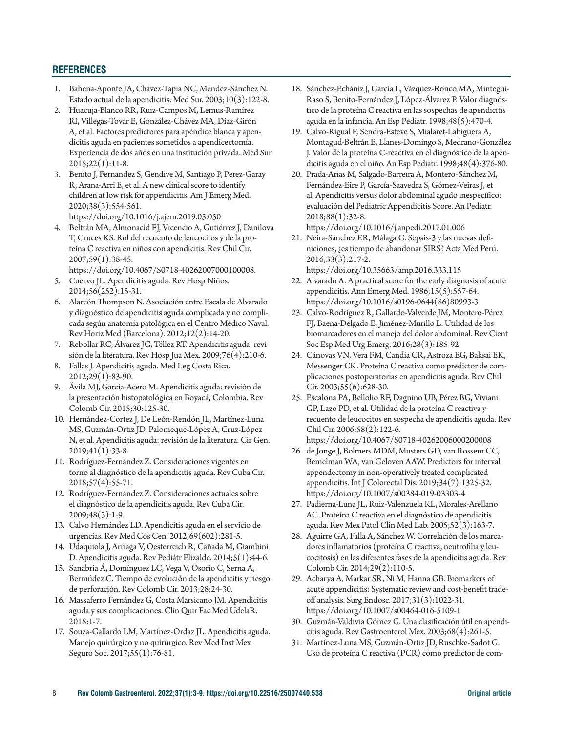## REFERENCES

1. Bahena-Aponte JA, Chávez-Tapia NC, Méndez-Sánchez N. Estado actual de la apendicitis. Med Sur. 2003;10(3):122-8.
2. Huacuja-Blanco RR, Ruiz-Campos M, Lemus-Ramírez RI, Villegas-Tovar E, González-Chávez MA, Díaz-Girón A, et al. Factores predictores para apéndice blanca y apendicitis aguda en pacientes sometidos a apendicectomía. Experiencia de dos años en una institución privada. Med Sur. 2015;22(1):11-8.
3. Benito J, Fernandez S, Gendive M, Santiago P, Perez-Garay R, Arana-Arri E, et al. A new clinical score to identify children at low risk for appendicitis. Am J Emerg Med. 2020;38(3):554-561. https://doi.org/10.1016/j.ajem.2019.05.050
4. Beltrán MA, Almonacid FJ, Vicencio A, Gutiérrez J, Danilova T, Cruces KS. Rol del recuento de leucocitos y de la proteína C reactiva en niños con apendicitis. Rev Chil Cir. 2007;59(1):38-45. https://doi.org/10.4067/S0718-40262007000100008.
5. Cuervo JL. Apendicitis aguda. Rev Hosp Niños. 2014;56(252):15-31.
6. Alarcón Thompson N. Asociación entre Escala de Alvarado y diagnóstico de apendicitis aguda complicada y no complicada según anatomía patológica en el Centro Médico Naval. Rev Horiz Med (Barcelona). 2012;12(2):14-20.
7. Rebollar RC, Álvarez JG, Téllez RT. Apendicitis aguda: revisión de la literatura. Rev Hosp Jua Mex. 2009;76(4):210-6.
8. Fallas J. Apendicitis aguda. Med Leg Costa Rica. 2012;29(1):83-90.
9. Ávila MJ, García-Acero M. Apendicitis aguda: revisión de la presentación histopatológica en Boyacá, Colombia. Rev Colomb Cir. 2015;30:125-30.
10. Hernández-Cortez J, De León-Rendón JL, Martínez-Luna MS, Guzmán-Ortiz JD, Palomeque-López A, Cruz-López N, et al. Apendicitis aguda: revisión de la literatura. Cir Gen. 2019;41(1):33-8.
11. Rodríguez-Fernández Z. Consideraciones vigentes en torno al diagnóstico de la apendicitis aguda. Rev Cuba Cir. 2018;57(4):55-71.
12. Rodríguez-Fernández Z. Consideraciones actuales sobre el diagnóstico de la apendicitis aguda. Rev Cuba Cir. 2009;48(3):1-9.
13. Calvo Hernández LD. Apendicitis aguda en el servicio de urgencias. Rev Med Cos Cen. 2012;69(602):281-5.
14. Udaquiola J, Arriaga V, Oesterreich R, Cañada M, Giambini D. Apendicitis aguda. Rev Pediátr Elizalde. 2014;5(1):44-6.
15. Sanabria Á, Domínguez LC, Vega V, Osorio C, Serna A, Bermúdez C. Tiempo de evolución de la apendicitis y riesgo de perforación. Rev Colomb Cir. 2013;28:24-30.
16. Massaferro Fernández G, Costa Marsicano JM. Apendicitis aguda y sus complicaciones. Clin Quir Fac Med UdelaR. 2018:1-7.
17. Souza-Gallardo LM, Martínez-Ordaz JL. Apendicitis aguda. Manejo quirúrgico y no quirúrgico. Rev Med Inst Mex Seguro Soc. 2017;55(1):76-81.
18. Sánchez-Echániz J, García L, Vázquez-Ronco MA, Mintegui-Raso S, Benito-Fernández J, López-Álvarez P. Valor diagnóstico de la proteína C reactiva en las sospechas de apendicitis aguda en la infancia. An Esp Pediatr. 1998;48(5):470-4.
19. Calvo-Rigual F, Sendra-Esteve S, Mialaret-Lahiguera A, Montagud-Beltrán E, Llanes-Domingo S, Medrano-González J. Valor de la proteína C-reactiva en el diagnóstico de la apendicitis aguda en el niño. An Esp Pediatr. 1998;48(4):376-80.
20. Prada-Arias M, Salgado-Barreira A, Montero-Sánchez M, Fernández-Eire P, García-Saavedra S, Gómez-Veiras J, et al. Apendicitis versus dolor abdominal agudo inespecífico: evaluación del Pediatric Appendicitis Score. An Pediatr. 2018;88(1):32-8. https://doi.org/10.1016/j.anpedi.2017.01.006
21. Neira-Sánchez ER, Málaga G. Sepsis-3 y las nuevas definiciones, ¿es tiempo de abandonar SIRS? Acta Med Perú. 2016;33(3):217-2. https://doi.org/10.35663/amp.2016.333.115
22. Alvarado A. A practical score for the early diagnosis of acute appendicitis. Ann Emerg Med. 1986;15(5):557-64. https://doi.org/10.1016/s0196-0644(86)80993-3
23. Calvo-Rodríguez R, Gallardo-Valverde JM, Montero-Pérez FJ, Baena-Delgado E, Jiménez-Murillo L. Utilidad de los biomarcadores en el manejo del dolor abdominal. Rev Cient Soc Esp Med Urg Emerg. 2016;28(3):185-92.
24. Cánovas VN, Vera FM, Candia CR, Astroza EG, Baksai EK, Messenger CK. Proteína C reactiva como predictor de complicaciones postoperatorias en apendicitis aguda. Rev Chil Cir. 2003;55(6):628-30.
25. Escalona PA, Bellolio RF, Dagnino UB, Pérez BG, Viviani GP, Lazo PD, et al. Utilidad de la proteína C reactiva y recuento de leucocitos en sospecha de apendicitis aguda. Rev Chil Cir. 2006;58(2):122-6. https://doi.org/10.4067/S0718-40262006000200008
26. de Jonge J, Bolmers MDM, Musters GD, van Rossem CC, Bemelman WA, van Geloven AAW. Predictors for interval appendectomy in non-operatively treated complicated appendicitis. Int J Colorectal Dis. 2019;34(7):1325-32. https://doi.org/10.1007/s00384-019-03303-4
27. Padierna-Luna JL, Ruiz-Valenzuela KL, Morales-Arellano AC. Proteína C reactiva en el diagnóstico de apendicitis aguda. Rev Mex Patol Clin Med Lab. 2005;52(3):163-7.
28. Aguirre GA, Falla A, Sánchez W. Correlación de los marcadores inflamatorios (proteína C reactiva, neutrofilia y leucocitosis) en las diferentes fases de la apendicitis aguda. Rev Colomb Cir. 2014;29(2):110-5.
29. Acharya A, Markar SR, Ni M, Hanna GB. Biomarkers of acute appendicitis: Systematic review and cost-benefit tradeoff analysis. Surg Endosc. 2017;31(3):1022-31. https://doi.org/10.1007/s00464-016-5109-1
30. Guzmán-Valdivia Gómez G. Una clasificación útil en apendicitis aguda. Rev Gastroenterol Mex. 2003;68(4):261-5.
31. Martínez-Luna MS, Guzmán-Ortiz JD, Ruschke-Sadot G. Uso de proteína C reactiva (PCR) como predictor de com-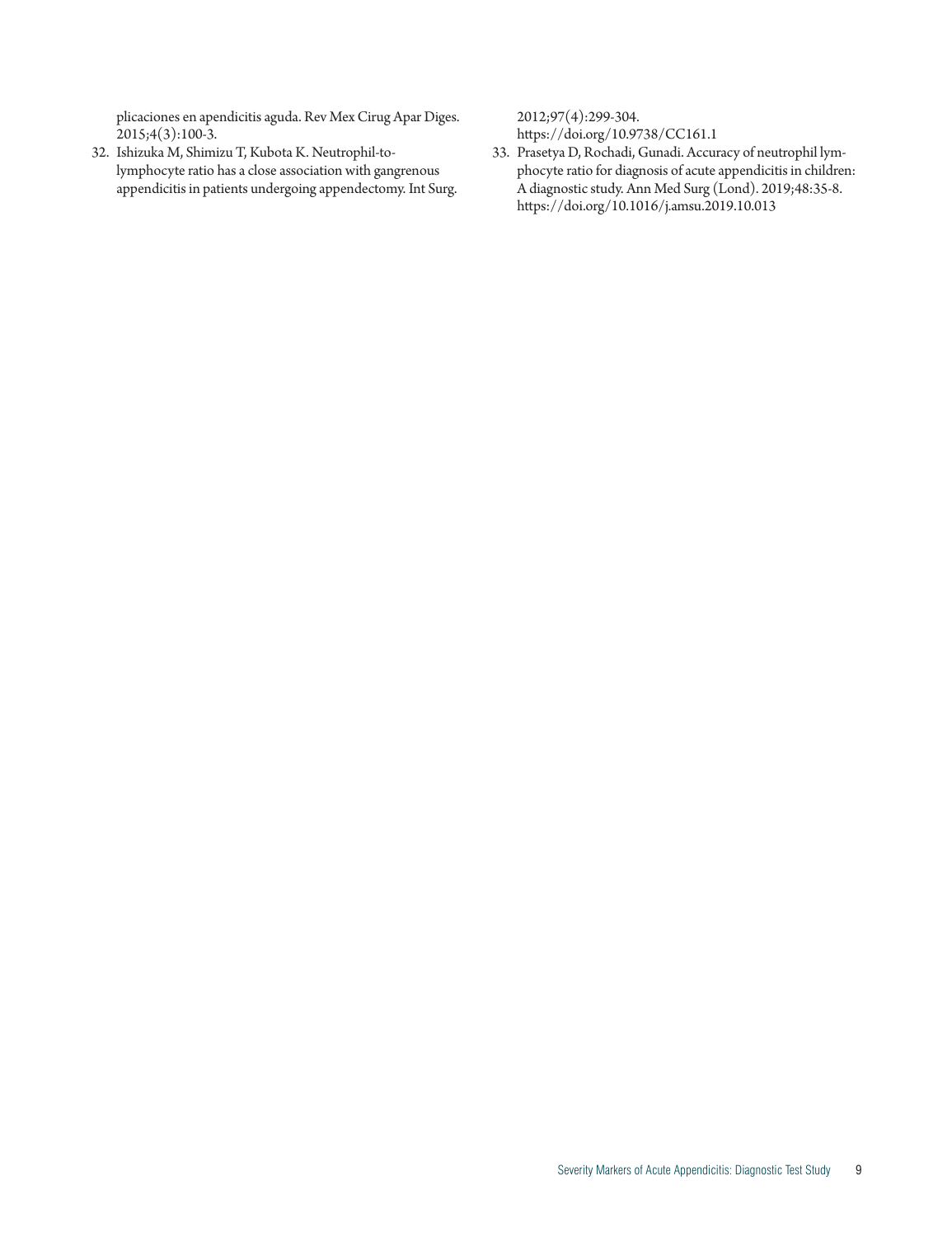plicaciones en apendicitis aguda. Rev Mex Cirug Apar Diges. 2015;4(3):100-3.

32. Ishizuka M, Shimizu T, Kubota K. Neutrophil-to-lymphocyte ratio has a close association with gangrenous appendicitis in patients undergoing appendectomy. Int Surg. 2012;97(4):299-304. https://doi.org/10.9738/CC161.1
33. Prasetya D, Rochadi, Gunadi. Accuracy of neutrophil lymphocyte ratio for diagnosis of acute appendicitis in children: A diagnostic study. Ann Med Surg (Lond). 2019;48:35-8. https://doi.org/10.1016/j.amsu.2019.10.013